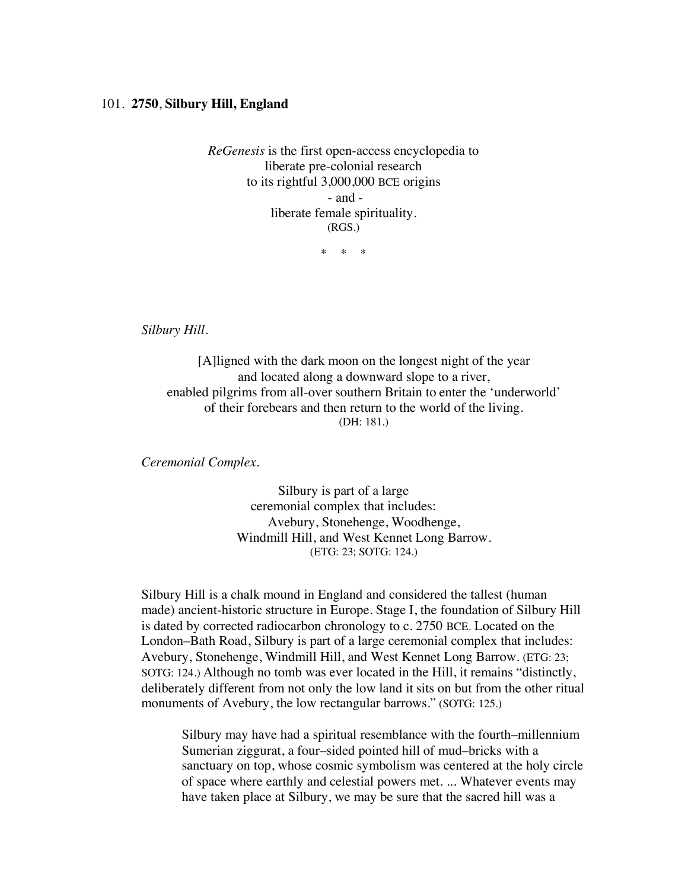101. **2750**, **Silbury Hill, England**

*ReGenesis* is the first open-access encyclopedia to
liberate pre-colonial research
to its rightful 3,000,000 BCE origins
- and -
liberate female spirituality.
(RGS.)

\* \* \*

*Silbury Hill*.

[A]ligned with the dark moon on the longest night of the year
and located along a downward slope to a river,
enabled pilgrims from all-over southern Britain to enter the 'underworld'
of their forebears and then return to the world of the living.
(DH: 181.)

*Ceremonial Complex*.

Silbury is part of a large
ceremonial complex that includes:
Avebury, Stonehenge, Woodhenge,
Windmill Hill, and West Kennet Long Barrow.
(ETG: 23; SOTG: 124.)

Silbury Hill is a chalk mound in England and considered the tallest (human made) ancient-historic structure in Europe. Stage I, the foundation of Silbury Hill is dated by corrected radiocarbon chronology to c. 2750 BCE. Located on the London–Bath Road, Silbury is part of a large ceremonial complex that includes: Avebury, Stonehenge, Windmill Hill, and West Kennet Long Barrow. (ETG: 23; SOTG: 124.) Although no tomb was ever located in the Hill, it remains "distinctly, deliberately different from not only the low land it sits on but from the other ritual monuments of Avebury, the low rectangular barrows." (SOTG: 125.)

> Silbury may have had a spiritual resemblance with the fourth–millennium Sumerian ziggurat, a four–sided pointed hill of mud–bricks with a sanctuary on top, whose cosmic symbolism was centered at the holy circle of space where earthly and celestial powers met. ... Whatever events may have taken place at Silbury, we may be sure that the sacred hill was a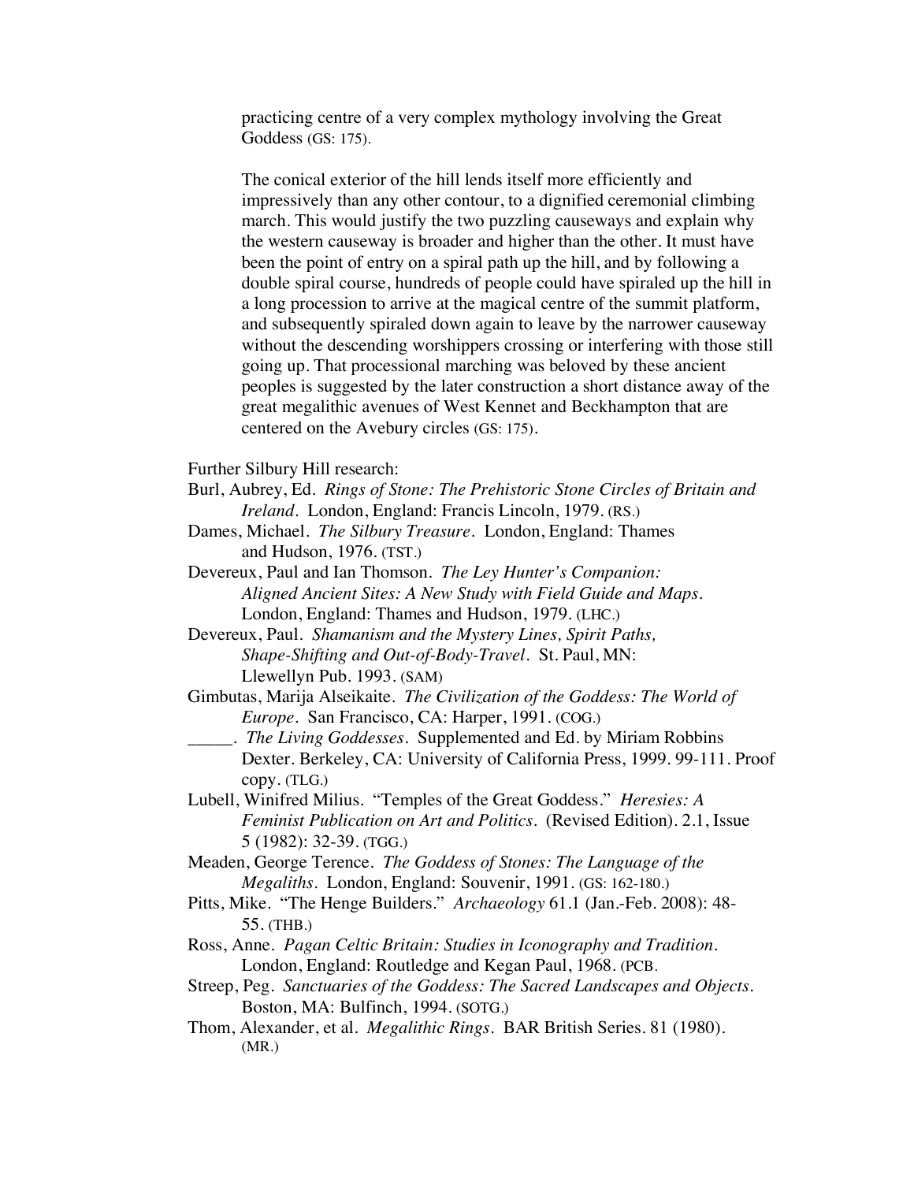> practicing centre of a very complex mythology involving the Great Goddess (GS: 175).
>
> The conical exterior of the hill lends itself more efficiently and impressively than any other contour, to a dignified ceremonial climbing march. This would justify the two puzzling causeways and explain why the western causeway is broader and higher than the other. It must have been the point of entry on a spiral path up the hill, and by following a double spiral course, hundreds of people could have spiraled up the hill in a long procession to arrive at the magical centre of the summit platform, and subsequently spiraled down again to leave by the narrower causeway without the descending worshippers crossing or interfering with those still going up. That processional marching was beloved by these ancient peoples is suggested by the later construction a short distance away of the great megalithic avenues of West Kennet and Beckhampton that are centered on the Avebury circles (GS: 175).

Further Silbury Hill research:

Burl, Aubrey, Ed. *Rings of Stone: The Prehistoric Stone Circles of Britain and Ireland*. London, England: Francis Lincoln, 1979. (RS.)

Dames, Michael. *The Silbury Treasure*. London, England: Thames and Hudson, 1976. (TST.)

Devereux, Paul and Ian Thomson. *The Ley Hunter's Companion: Aligned Ancient Sites: A New Study with Field Guide and Maps*. London, England: Thames and Hudson, 1979. (LHC.)

Devereux, Paul. *Shamanism and the Mystery Lines, Spirit Paths, Shape-Shifting and Out-of-Body-Travel*. St. Paul, MN: Llewellyn Pub. 1993. (SAM)

Gimbutas, Marija Alseikaite. *The Civilization of the Goddess: The World of Europe*. San Francisco, CA: Harper, 1991. (COG.)

_____. *The Living Goddesses*. Supplemented and Ed. by Miriam Robbins Dexter. Berkeley, CA: University of California Press, 1999. 99-111. Proof copy. (TLG.)

Lubell, Winifred Milius. "Temples of the Great Goddess." *Heresies: A Feminist Publication on Art and Politics*. (Revised Edition). 2.1, Issue 5 (1982): 32-39. (TGG.)

Meaden, George Terence. *The Goddess of Stones: The Language of the Megaliths*. London, England: Souvenir, 1991. (GS: 162-180.)

Pitts, Mike. "The Henge Builders." *Archaeology* 61.1 (Jan.-Feb. 2008): 48-55. (THB.)

Ross, Anne. *Pagan Celtic Britain: Studies in Iconography and Tradition*. London, England: Routledge and Kegan Paul, 1968. (PCB.

Streep, Peg. *Sanctuaries of the Goddess: The Sacred Landscapes and Objects*. Boston, MA: Bulfinch, 1994. (SOTG.)

Thom, Alexander, et al. *Megalithic Rings*. BAR British Series. 81 (1980). (MR.)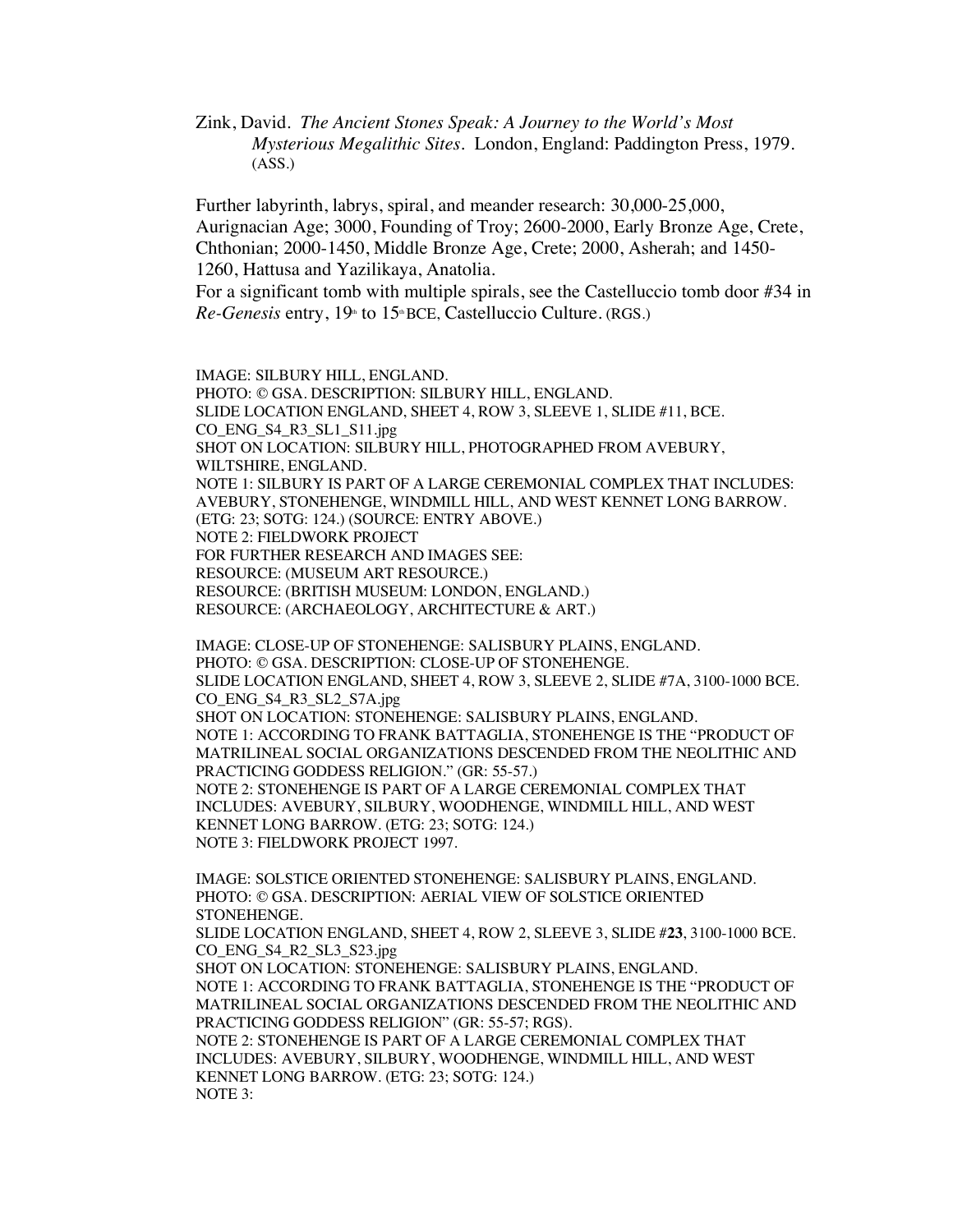Zink, David. *The Ancient Stones Speak: A Journey to the World's Most Mysterious Megalithic Sites*. London, England: Paddington Press, 1979. (ASS.)

Further labyrinth, labrys, spiral, and meander research: 30,000-25,000, Aurignacian Age; 3000, Founding of Troy; 2600-2000, Early Bronze Age, Crete, Chthonian; 2000-1450, Middle Bronze Age, Crete; 2000, Asherah; and 1450-1260, Hattusa and Yazilikaya, Anatolia.
For a significant tomb with multiple spirals, see the Castelluccio tomb door #34 in *Re-Genesis* entry, 19th to 15th BCE, Castelluccio Culture. (RGS.)

IMAGE: SILBURY HILL, ENGLAND.
PHOTO: © GSA. DESCRIPTION: SILBURY HILL, ENGLAND.
SLIDE LOCATION ENGLAND, SHEET 4, ROW 3, SLEEVE 1, SLIDE #11, BCE.
CO_ENG_S4_R3_SL1_S11.jpg
SHOT ON LOCATION: SILBURY HILL, PHOTOGRAPHED FROM AVEBURY, WILTSHIRE, ENGLAND.
NOTE 1: SILBURY IS PART OF A LARGE CEREMONIAL COMPLEX THAT INCLUDES: AVEBURY, STONEHENGE, WINDMILL HILL, AND WEST KENNET LONG BARROW. (ETG: 23; SOTG: 124.) (SOURCE: ENTRY ABOVE.)
NOTE 2: FIELDWORK PROJECT
FOR FURTHER RESEARCH AND IMAGES SEE:
RESOURCE: (MUSEUM ART RESOURCE.)
RESOURCE: (BRITISH MUSEUM: LONDON, ENGLAND.)
RESOURCE: (ARCHAEOLOGY, ARCHITECTURE & ART.)

IMAGE: CLOSE-UP OF STONEHENGE: SALISBURY PLAINS, ENGLAND.
PHOTO: © GSA. DESCRIPTION: CLOSE-UP OF STONEHENGE.
SLIDE LOCATION ENGLAND, SHEET 4, ROW 3, SLEEVE 2, SLIDE #7A, 3100-1000 BCE.
CO_ENG_S4_R3_SL2_S7A.jpg
SHOT ON LOCATION: STONEHENGE: SALISBURY PLAINS, ENGLAND.
NOTE 1: ACCORDING TO FRANK BATTAGLIA, STONEHENGE IS THE "PRODUCT OF MATRILINEAL SOCIAL ORGANIZATIONS DESCENDED FROM THE NEOLITHIC AND PRACTICING GODDESS RELIGION." (GR: 55-57.)
NOTE 2: STONEHENGE IS PART OF A LARGE CEREMONIAL COMPLEX THAT INCLUDES: AVEBURY, SILBURY, WOODHENGE, WINDMILL HILL, AND WEST KENNET LONG BARROW. (ETG: 23; SOTG: 124.)
NOTE 3: FIELDWORK PROJECT 1997.

IMAGE: SOLSTICE ORIENTED STONEHENGE: SALISBURY PLAINS, ENGLAND.
PHOTO: © GSA. DESCRIPTION: AERIAL VIEW OF SOLSTICE ORIENTED STONEHENGE.
SLIDE LOCATION ENGLAND, SHEET 4, ROW 2, SLEEVE 3, SLIDE #**23**, 3100-1000 BCE.
CO_ENG_S4_R2_SL3_S23.jpg
SHOT ON LOCATION: STONEHENGE: SALISBURY PLAINS, ENGLAND.
NOTE 1: ACCORDING TO FRANK BATTAGLIA, STONEHENGE IS THE "PRODUCT OF MATRILINEAL SOCIAL ORGANIZATIONS DESCENDED FROM THE NEOLITHIC AND PRACTICING GODDESS RELIGION" (GR: 55-57; RGS).
NOTE 2: STONEHENGE IS PART OF A LARGE CEREMONIAL COMPLEX THAT INCLUDES: AVEBURY, SILBURY, WOODHENGE, WINDMILL HILL, AND WEST KENNET LONG BARROW. (ETG: 23; SOTG: 124.)
NOTE 3: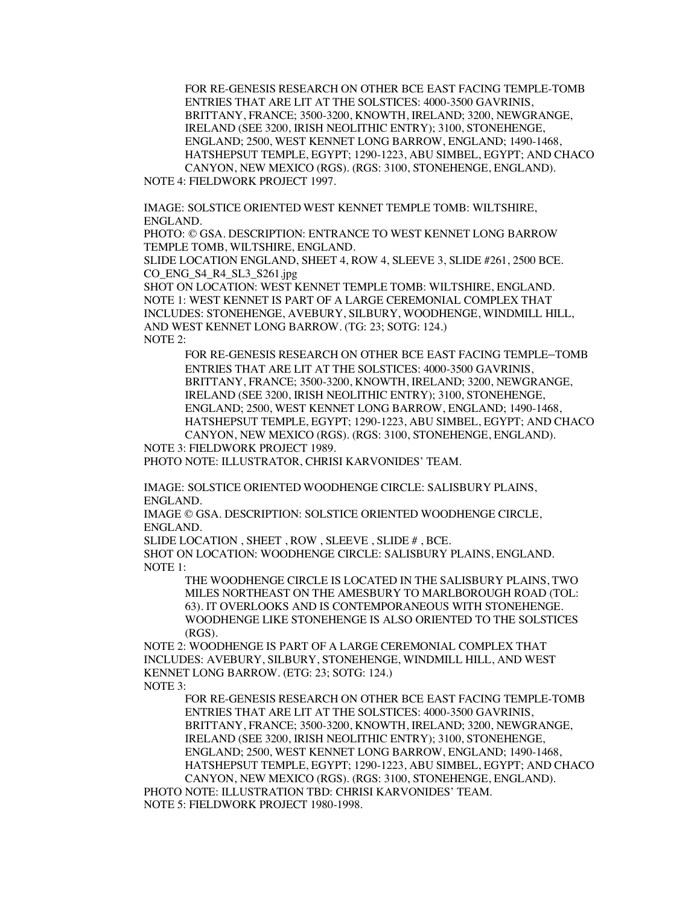FOR RE-GENESIS RESEARCH ON OTHER BCE EAST FACING TEMPLE-TOMB ENTRIES THAT ARE LIT AT THE SOLSTICES: 4000-3500 GAVRINIS, BRITTANY, FRANCE; 3500-3200, KNOWTH, IRELAND; 3200, NEWGRANGE, IRELAND (SEE 3200, IRISH NEOLITHIC ENTRY); 3100, STONEHENGE, ENGLAND; 2500, WEST KENNET LONG BARROW, ENGLAND; 1490-1468, HATSHEPSUT TEMPLE, EGYPT; 1290-1223, ABU SIMBEL, EGYPT; AND CHACO CANYON, NEW MEXICO (RGS). (RGS: 3100, STONEHENGE, ENGLAND).

NOTE 4: FIELDWORK PROJECT 1997.

IMAGE: SOLSTICE ORIENTED WEST KENNET TEMPLE TOMB: WILTSHIRE, ENGLAND.

PHOTO: © GSA. DESCRIPTION: ENTRANCE TO WEST KENNET LONG BARROW TEMPLE TOMB, WILTSHIRE, ENGLAND.

SLIDE LOCATION ENGLAND, SHEET 4, ROW 4, SLEEVE 3, SLIDE #261, 2500 BCE.

CO_ENG_S4_R4_SL3_S261.jpg

SHOT ON LOCATION: WEST KENNET TEMPLE TOMB: WILTSHIRE, ENGLAND.

NOTE 1: WEST KENNET IS PART OF A LARGE CEREMONIAL COMPLEX THAT INCLUDES: STONEHENGE, AVEBURY, SILBURY, WOODHENGE, WINDMILL HILL, AND WEST KENNET LONG BARROW. (TG: 23; SOTG: 124.)

NOTE 2:

FOR RE-GENESIS RESEARCH ON OTHER BCE EAST FACING TEMPLE–TOMB ENTRIES THAT ARE LIT AT THE SOLSTICES: 4000-3500 GAVRINIS, BRITTANY, FRANCE; 3500-3200, KNOWTH, IRELAND; 3200, NEWGRANGE, IRELAND (SEE 3200, IRISH NEOLITHIC ENTRY); 3100, STONEHENGE, ENGLAND; 2500, WEST KENNET LONG BARROW, ENGLAND; 1490-1468, HATSHEPSUT TEMPLE, EGYPT; 1290-1223, ABU SIMBEL, EGYPT; AND CHACO CANYON, NEW MEXICO (RGS). (RGS: 3100, STONEHENGE, ENGLAND).

NOTE 3: FIELDWORK PROJECT 1989.

PHOTO NOTE: ILLUSTRATOR, CHRISI KARVONIDES' TEAM.

IMAGE: SOLSTICE ORIENTED WOODHENGE CIRCLE: SALISBURY PLAINS, ENGLAND.

IMAGE © GSA. DESCRIPTION: SOLSTICE ORIENTED WOODHENGE CIRCLE, ENGLAND.

SLIDE LOCATION , SHEET , ROW , SLEEVE , SLIDE # , BCE.

SHOT ON LOCATION: WOODHENGE CIRCLE: SALISBURY PLAINS, ENGLAND.

NOTE 1:

THE WOODHENGE CIRCLE IS LOCATED IN THE SALISBURY PLAINS, TWO MILES NORTHEAST ON THE AMESBURY TO MARLBOROUGH ROAD (TOL: 63). IT OVERLOOKS AND IS CONTEMPORANEOUS WITH STONEHENGE. WOODHENGE LIKE STONEHENGE IS ALSO ORIENTED TO THE SOLSTICES (RGS).

NOTE 2: WOODHENGE IS PART OF A LARGE CEREMONIAL COMPLEX THAT INCLUDES: AVEBURY, SILBURY, STONEHENGE, WINDMILL HILL, AND WEST KENNET LONG BARROW. (ETG: 23; SOTG: 124.)

NOTE 3:

FOR RE-GENESIS RESEARCH ON OTHER BCE EAST FACING TEMPLE-TOMB ENTRIES THAT ARE LIT AT THE SOLSTICES: 4000-3500 GAVRINIS, BRITTANY, FRANCE; 3500-3200, KNOWTH, IRELAND; 3200, NEWGRANGE, IRELAND (SEE 3200, IRISH NEOLITHIC ENTRY); 3100, STONEHENGE, ENGLAND; 2500, WEST KENNET LONG BARROW, ENGLAND; 1490-1468, HATSHEPSUT TEMPLE, EGYPT; 1290-1223, ABU SIMBEL, EGYPT; AND CHACO CANYON, NEW MEXICO (RGS). (RGS: 3100, STONEHENGE, ENGLAND).

PHOTO NOTE: ILLUSTRATION TBD: CHRISI KARVONIDES' TEAM.

NOTE 5: FIELDWORK PROJECT 1980-1998.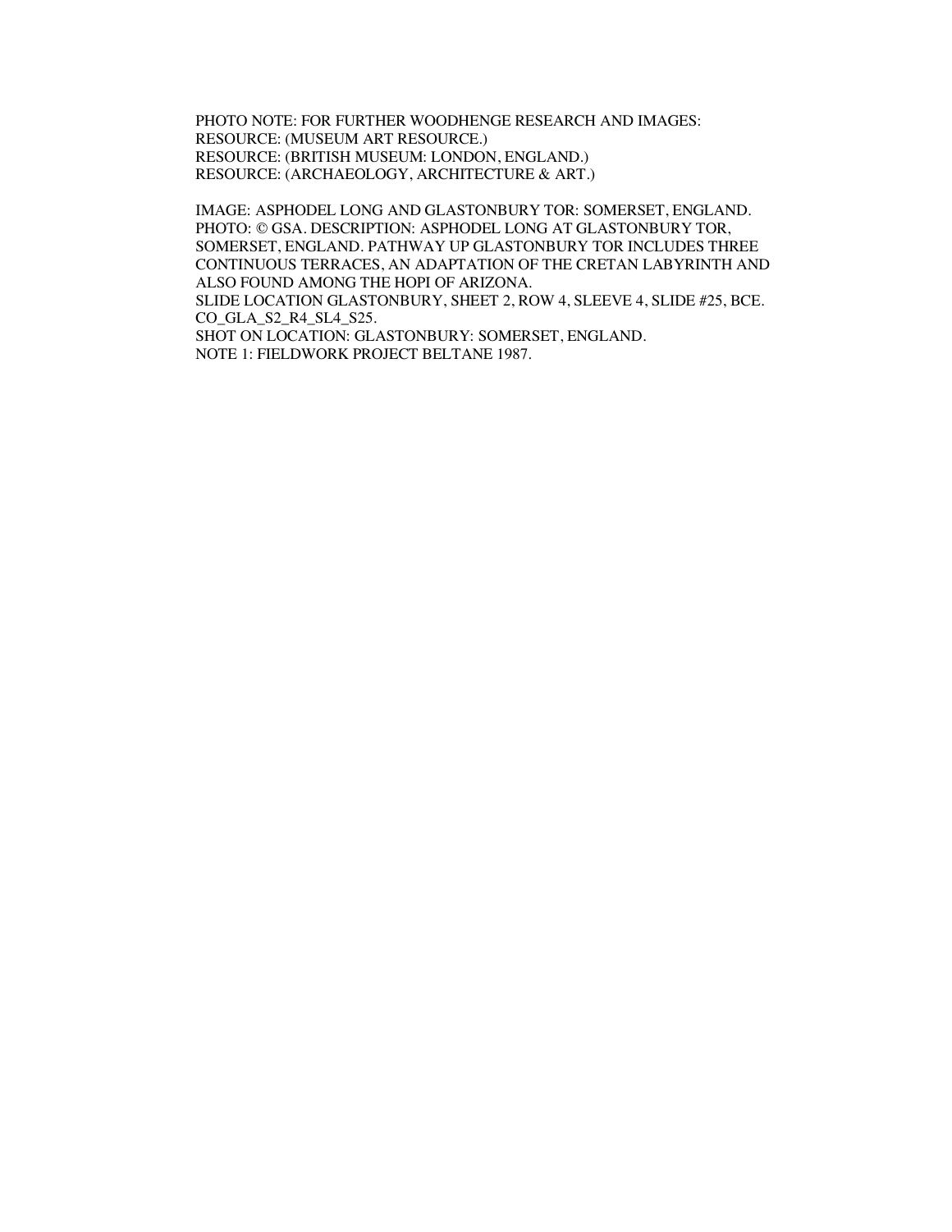PHOTO NOTE: FOR FURTHER WOODHENGE RESEARCH AND IMAGES:
RESOURCE: (MUSEUM ART RESOURCE.)
RESOURCE: (BRITISH MUSEUM: LONDON, ENGLAND.)
RESOURCE: (ARCHAEOLOGY, ARCHITECTURE & ART.)

IMAGE: ASPHODEL LONG AND GLASTONBURY TOR: SOMERSET, ENGLAND.
PHOTO: © GSA. DESCRIPTION: ASPHODEL LONG AT GLASTONBURY TOR, SOMERSET, ENGLAND. PATHWAY UP GLASTONBURY TOR INCLUDES THREE CONTINUOUS TERRACES, AN ADAPTATION OF THE CRETAN LABYRINTH AND ALSO FOUND AMONG THE HOPI OF ARIZONA.
SLIDE LOCATION GLASTONBURY, SHEET 2, ROW 4, SLEEVE 4, SLIDE #25, BCE.
CO_GLA_S2_R4_SL4_S25.
SHOT ON LOCATION: GLASTONBURY: SOMERSET, ENGLAND.
NOTE 1: FIELDWORK PROJECT BELTANE 1987.